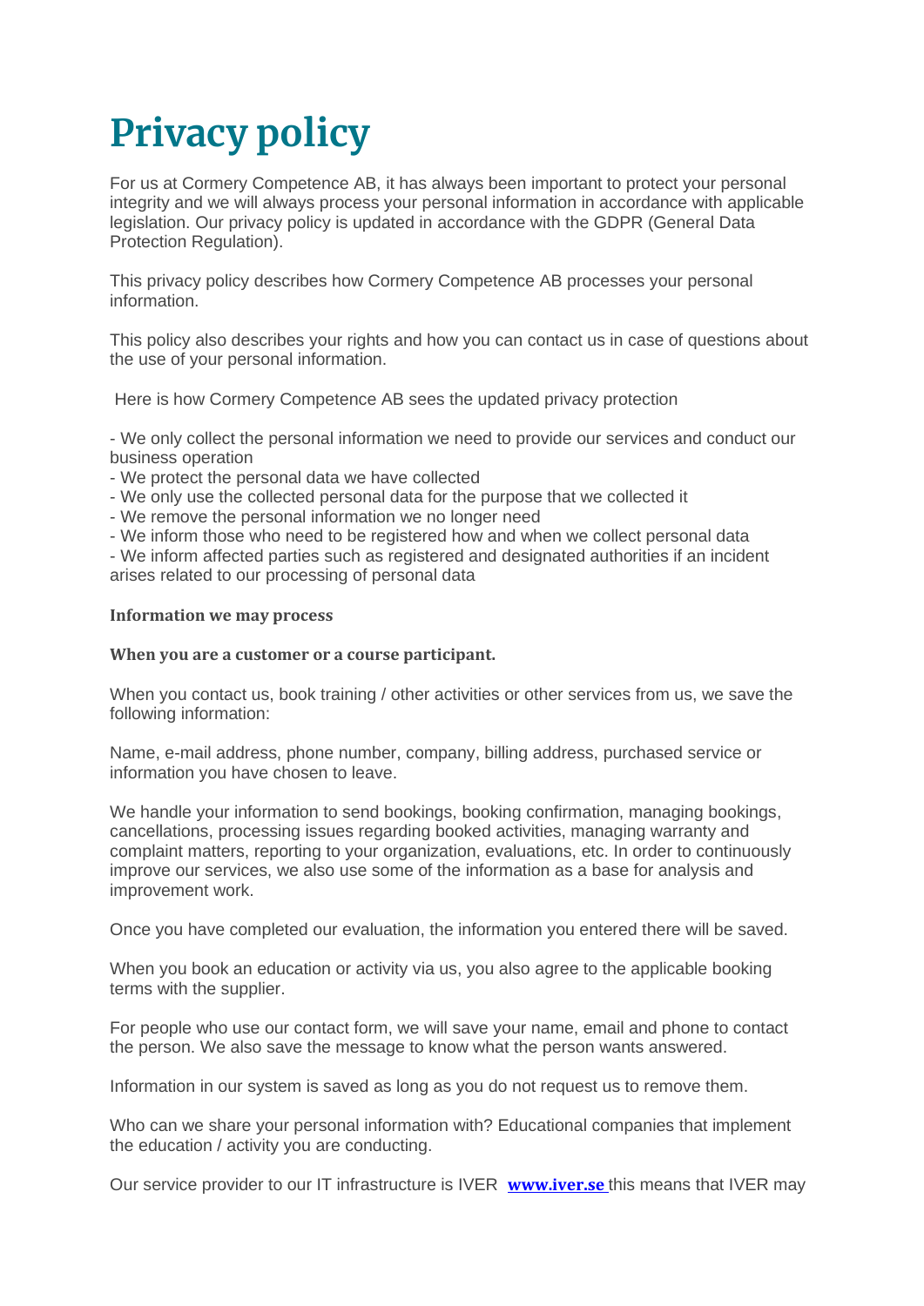# Privacy policy

For us at Cormery Competence AB, it has always been important to protect your personal integrity and we will always process your personal information in accordance with applicable legislation. Our privacy policy is updated in accordance with the GDPR (General Data Protection Regulation).

This privacy policy describes how Cormery Competence AB processes your personal information.

This policy also describes your rights and how you can contact us in case of questions about the use of your personal information.

Here is how Cormery Competence AB sees the updated privacy protection

- We only collect the personal information we need to provide our services and conduct our business operation
- We protect the personal data we have collected
- We only use the collected personal data for the purpose that we collected it
- We remove the personal information we no longer need
- We inform those who need to be registered how and when we collect personal data
- We inform affected parties such as registered and designated authorities if an incident arises related to our processing of personal data

**Information we may process**

**When you are a customer or a course participant.**

When you contact us, book training / other activities or other services from us, we save the following information:

Name, e-mail address, phone number, company, billing address, purchased service or information you have chosen to leave.

We handle your information to send bookings, booking confirmation, managing bookings, cancellations, processing issues regarding booked activities, managing warranty and complaint matters, reporting to your organization, evaluations, etc. In order to continuously improve our services, we also use some of the information as a base for analysis and improvement work.

Once you have completed our evaluation, the information you entered there will be saved.

When you book an education or activity via us, you also agree to the applicable booking terms with the supplier.

For people who use our contact form, we will save your name, email and phone to contact the person. We also save the message to know what the person wants answered.

Information in our system is saved as long as you do not request us to remove them.

Who can we share your personal information with? Educational companies that implement the education / activity you are conducting.

Our service provider to our IT infrastructure is IVER **www.iver.se** this means that IVER may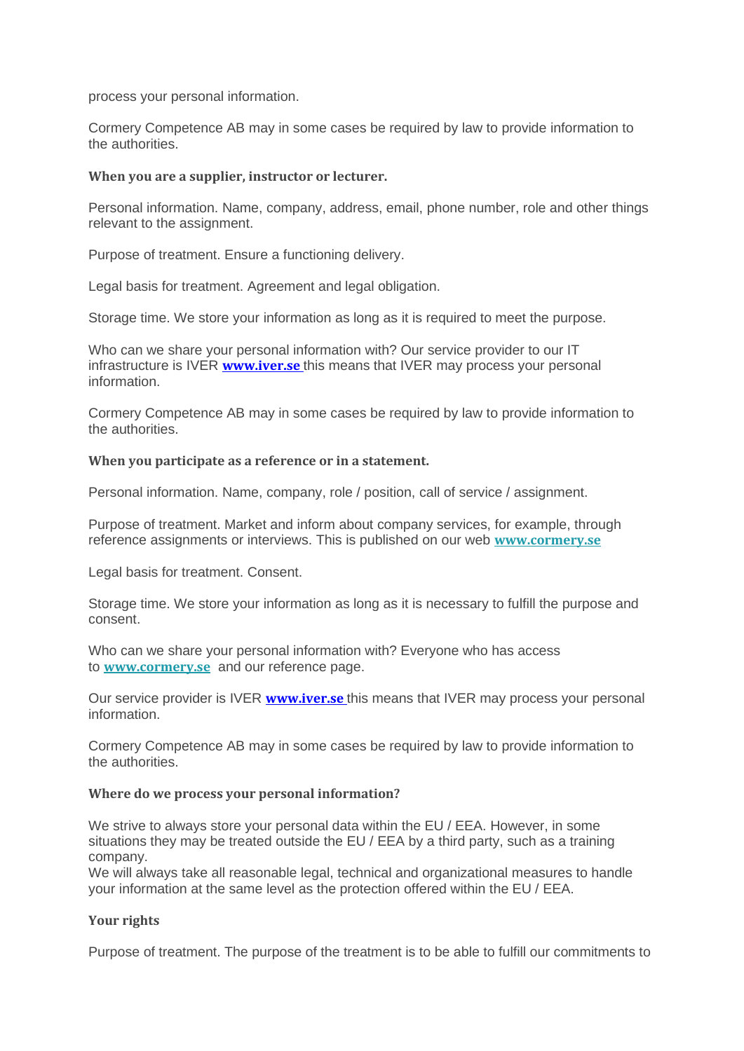process your personal information.

Cormery Competence AB may in some cases be required by law to provide information to the authorities.

### When you are a supplier, instructor or lecturer.

Personal information. Name, company, address, email, phone number, role and other things relevant to the assignment.

Purpose of treatment. Ensure a functioning delivery.

Legal basis for treatment. Agreement and legal obligation.

Storage time. We store your information as long as it is required to meet the purpose.

Who can we share your personal information with? Our service provider to our IT infrastructure is IVER **www.iver.se** this means that IVER may process your personal information.

Cormery Competence AB may in some cases be required by law to provide information to the authorities.

### When you participate as a reference or in a statement.

Personal information. Name, company, role / position, call of service / assignment.

Purpose of treatment. Market and inform about company services, for example, through reference assignments or interviews. This is published on our web **www.cormery.se**

Legal basis for treatment. Consent.

Storage time. We store your information as long as it is necessary to fulfill the purpose and consent.

Who can we share your personal information with? Everyone who has access to **www.cormery.se** and our reference page.

Our service provider is IVER **www.iver.se** this means that IVER may process your personal information.

Cormery Competence AB may in some cases be required by law to provide information to the authorities.

### Where do we process your personal information?

We strive to always store your personal data within the EU / EEA. However, in some situations they may be treated outside the EU / EEA by a third party, such as a training company.
We will always take all reasonable legal, technical and organizational measures to handle your information at the same level as the protection offered within the EU / EEA.

### Your rights

Purpose of treatment. The purpose of the treatment is to be able to fulfill our commitments to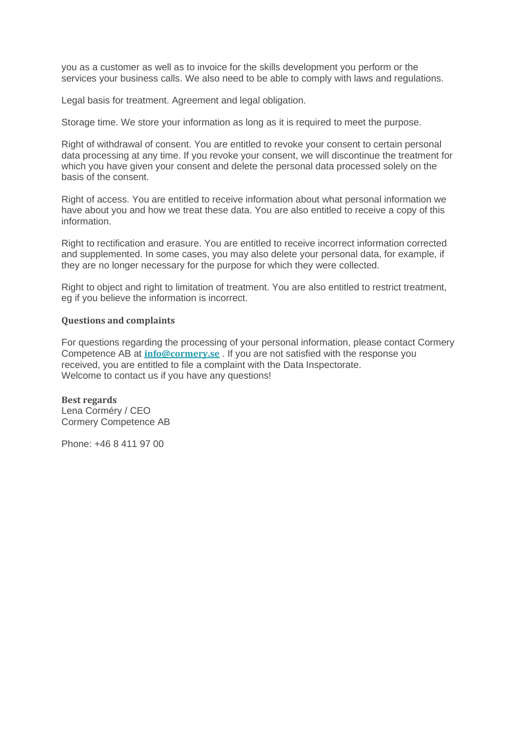you as a customer as well as to invoice for the skills development you perform or the services your business calls. We also need to be able to comply with laws and regulations.

Legal basis for treatment. Agreement and legal obligation.

Storage time. We store your information as long as it is required to meet the purpose.

Right of withdrawal of consent. You are entitled to revoke your consent to certain personal data processing at any time. If you revoke your consent, we will discontinue the treatment for which you have given your consent and delete the personal data processed solely on the basis of the consent.

Right of access. You are entitled to receive information about what personal information we have about you and how we treat these data. You are also entitled to receive a copy of this information.

Right to rectification and erasure. You are entitled to receive incorrect information corrected and supplemented. In some cases, you may also delete your personal data, for example, if they are no longer necessary for the purpose for which they were collected.

Right to object and right to limitation of treatment. You are also entitled to restrict treatment, eg if you believe the information is incorrect.

**Questions and complaints**

For questions regarding the processing of your personal information, please contact Cormery Competence AB at **info@cormery.se** . If you are not satisfied with the response you received, you are entitled to file a complaint with the Data Inspectorate.
Welcome to contact us if you have any questions!

**Best regards**
Lena Corméry / CEO
Cormery Competence AB

Phone: +46 8 411 97 00